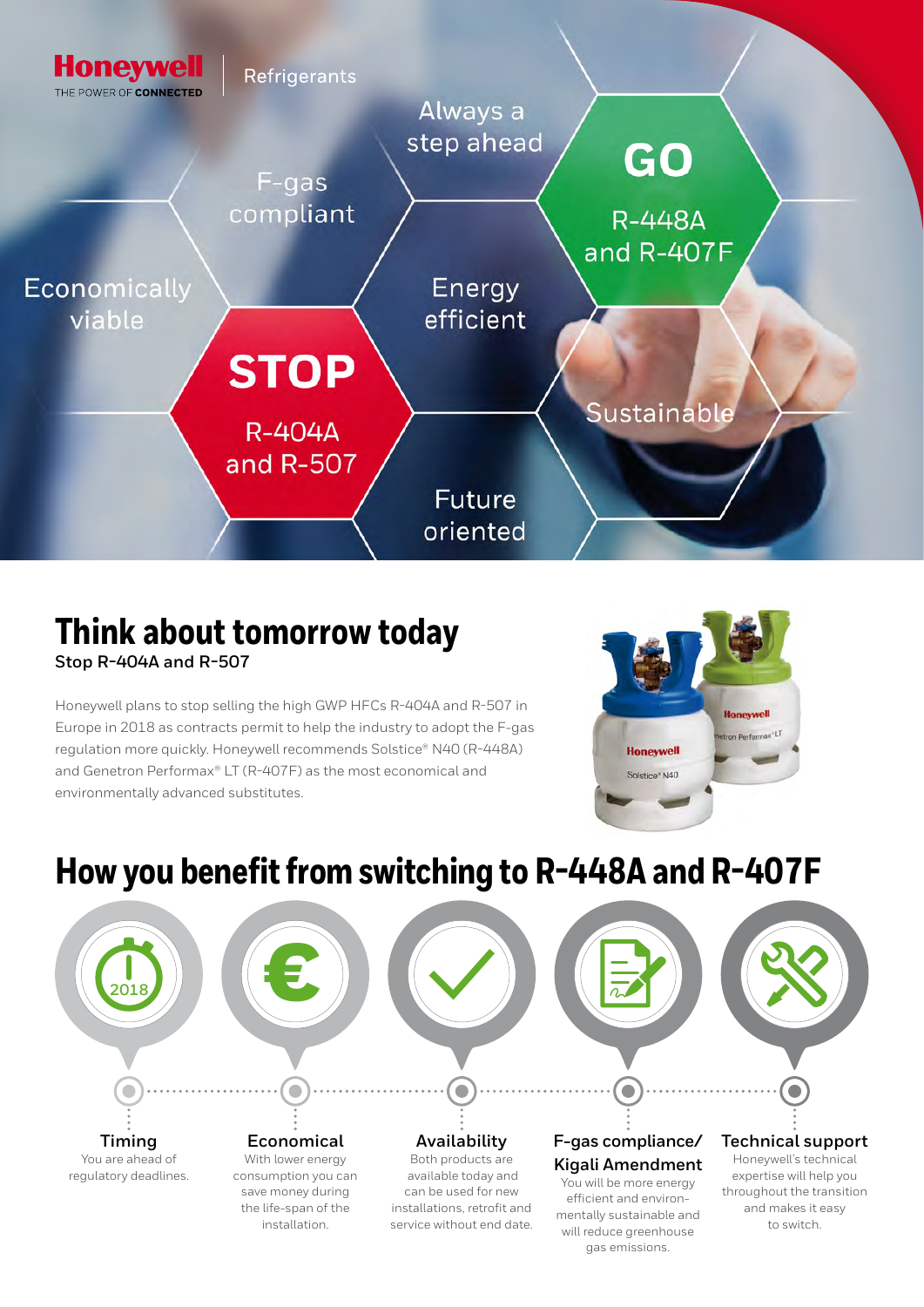Honeywell
THE POWER OF CONNECTED

Refrigerants

Always a step ahead

F-gas compliant

**GO**
R-448A and R-407F

Economically viable

Energy efficient

**STOP**
R-404A and R-507

Sustainable

Future oriented

# Think about tomorrow today

**Stop R-404A and R-507**

Honeywell plans to stop selling the high GWP HFCs R-404A and R-507 in Europe in 2018 as contracts permit to help the industry to adopt the F-gas regulation more quickly. Honeywell recommends Solstice® N40 (R-448A) and Genetron Performax® LT (R-407F) as the most economical and environmentally advanced substitutes.

# How you benefit from switching to R-448A and R-407F

**Timing**
You are ahead of regulatory deadlines.

**Economical**
With lower energy consumption you can save money during the life-span of the installation.

**Availability**
Both products are available today and can be used for new installations, retrofit and service without end date.

**F-gas compliance/ Kigali Amendment**
You will be more energy efficient and environmentally sustainable and will reduce greenhouse gas emissions.

**Technical support**
Honeywell's technical expertise will help you throughout the transition and makes it easy to switch.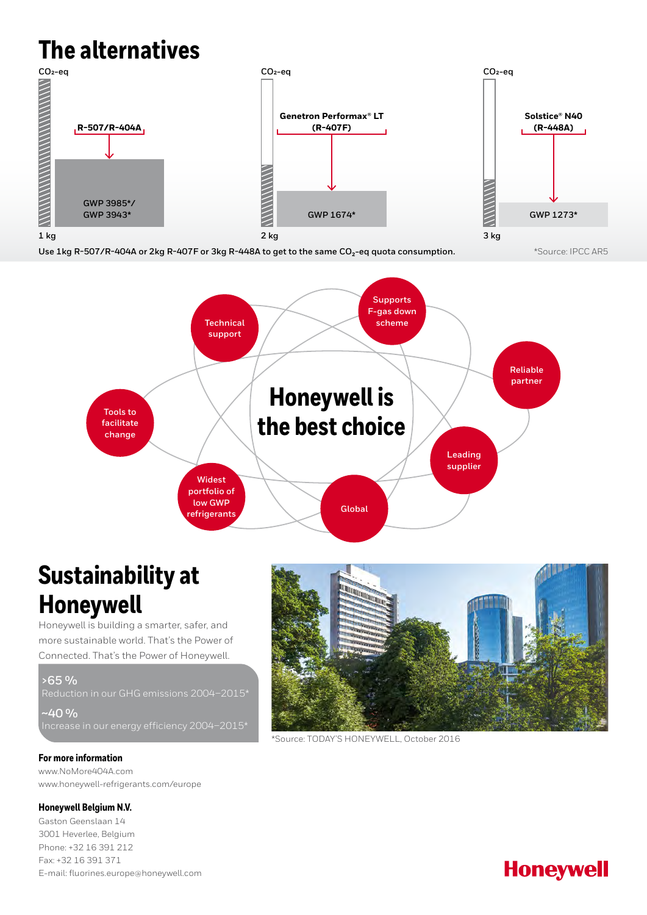# The alternatives

CO₂-eq

R-507/R-404A

GWP 3985*/
GWP 3943*

1 kg

CO₂-eq

Genetron Performax® LT
(R-407F)

GWP 1674*

2 kg

CO₂-eq

Solstice® N40
(R-448A)

GWP 1273*

3 kg

Use 1kg R-507/R-404A or 2kg R-407F or 3kg R-448A to get to the same $CO_2$-eq quota consumption.

*Source: IPCC AR5

## Honeywell is the best choice

- Technical support
- Supports F-gas down scheme
- Reliable partner
- Tools to facilitate change
- Leading supplier
- Widest portfolio of low GWP refrigerants
- Global

## Sustainability at Honeywell

Honeywell is building a smarter, safer, and more sustainable world. That's the Power of Connected. That's the Power of Honeywell.

**>65 %**
Reduction in our GHG emissions 2004–2015*

**~40 %**
Increase in our energy efficiency 2004–2015*

*Source: TODAY'S HONEYWELL, October 2016

### For more information

www.NoMore404A.com
www.honeywell-refrigerants.com/europe

### Honeywell Belgium N.V.

Gaston Geenslaan 14
3001 Heverlee, Belgium
Phone: +32 16 391 212
Fax: +32 16 391 371
E-mail: fluorines.europe@honeywell.com

Honeywell